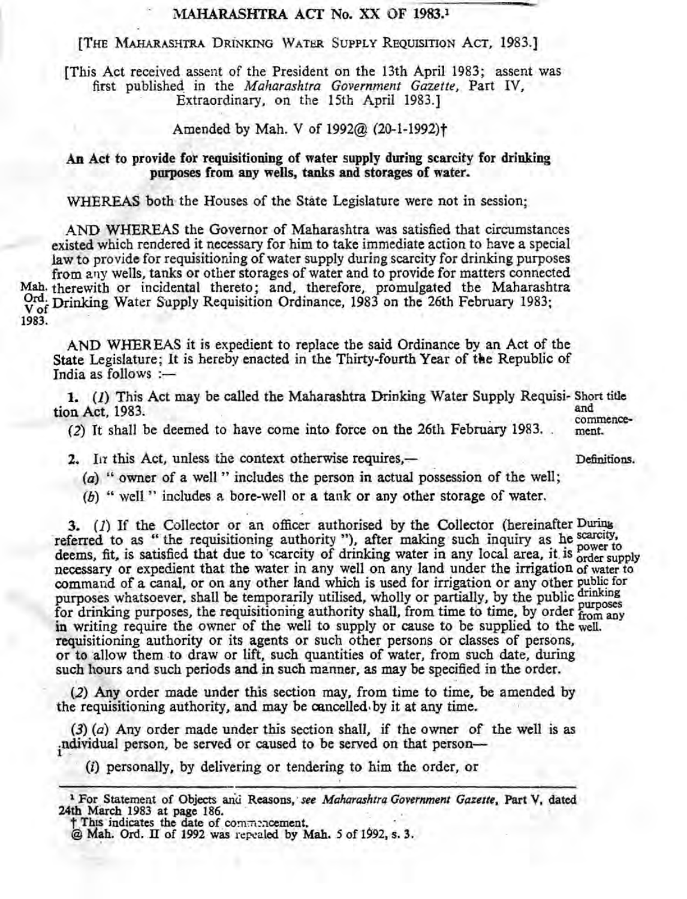# MAHARASHTRA ACT No. XX OF 1983.[1]

[THE MAHARASHTRA DRINKING WATER SUPPLY REQUISITION ACT, 1983.]

[This Act received assent of the President on the 13th April 1983; assent was first published in the *Maharashtra Government Gazette*, Part IV, Extraordinary, on the 15th April 1983.]

Amended by Mah. V of 1992@ (20-1-1992)†

**An Act to provide for requisitioning of water supply during scarcity for drinking purposes from any wells, tanks and storages of water.**

WHEREAS both the Houses of the State Legislature were not in session;

AND WHEREAS the Governor of Maharashtra was satisfied that circumstances existed which rendered it necessary for him to take immediate action to have a special law to provide for requisitioning of water supply during scarcity for drinking purposes from any wells, tanks or other storages of water and to provide for matters connected therewith or incidental thereto; and, therefore, promulgated the Maharashtra Drinking Water Supply Requisition Ordinance, 1983 on the 26th February 1983; (Mah. Ord. V of 1983.)

AND WHEREAS it is expedient to replace the said Ordinance by an Act of the State Legislature; It is hereby enacted in the Thirty-fourth Year of the Republic of India as follows :—

**Short title and commencement.**

**1.** *(1)* This Act may be called the Maharashtra Drinking Water Supply Requisition Act, 1983.

*(2)* It shall be deemed to have come into force on the 26th February 1983.

**Definitions.**

**2.** In this Act, unless the context otherwise requires,—

*(a)* " owner of a well " includes the person in actual possession of the well;

*(b)* " well " includes a bore-well or a tank or any other storage of water.

**During scarcity, power to order supply of water to public for drinking purposes from any well.**

**3.** *(1)* If the Collector or an officer authorised by the Collector (hereinafter referred to as " the requisitioning authority "), after making such inquiry as he deems, fit, is satisfied that due to scarcity of drinking water in any local area, it is necessary or expedient that the water in any well on any land under the irrigation command of a canal, or on any other land which is used for irrigation or any other purposes whatsoever, shall be temporarily utilised, wholly or partially, by the public for drinking purposes, the requisitioning authority shall, from time to time, by order in writing require the owner of the well to supply or cause to be supplied to the requisitioning authority or its agents or such other persons or classes of persons, or to allow them to draw or lift, such quantities of water, from such date, during such hours and such periods and in such manner, as may be specified in the order.

*(2)* Any order made under this section may, from time to time, be amended by the requisitioning authority, and may be cancelled by it at any time.

*(3)* *(a)* Any order made under this section shall, if the owner of the well is an individual person, be served or caused to be served on that person—

*(i)* personally, by delivering or tendering to him the order, or

---

[1] For Statement of Objects and Reasons, *see Maharashtra Government Gazette*, Part V, dated 24th March 1983 at page 186.

† This indicates the date of commencement.

@ Mah. Ord. II of 1992 was repealed by Mah. 5 of 1992, s. 3.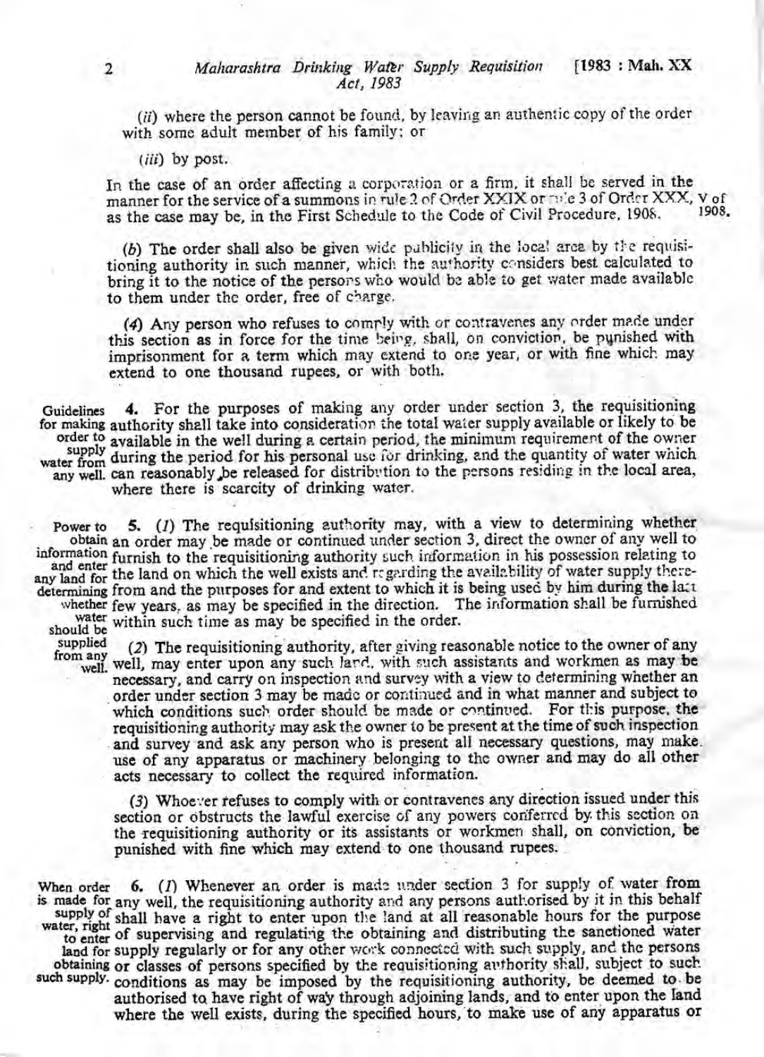(*ii*) where the person cannot be found, by leaving an authentic copy of the order with some adult member of his family; or

(*iii*) by post.

In the case of an order affecting a corporation or a firm, it shall be served in the manner for the service of a summons in rule 2 of Order XXIX or rule 3 of Order XXX, as the case may be, in the First Schedule to the Code of Civil Procedure, 1908. V of 1908.

(*b*) The order shall also be given wide publicity in the local area by the requisitioning authority in such manner, which the authority considers best calculated to bring it to the notice of the persons who would be able to get water made available to them under the order, free of charge.

(*4*) Any person who refuses to comply with or contravenes any order made under this section as in force for the time being, shall, on conviction, be punished with imprisonment for a term which may extend to one year, or with fine which may extend to one thousand rupees, or with both.

Guidelines for making order to supply water from any well.

**4.** For the purposes of making any order under section 3, the requisitioning authority shall take into consideration the total water supply available or likely to be available in the well during a certain period, the minimum requirement of the owner during the period for his personal use for drinking, and the quantity of water which can reasonably be released for distribution to the persons residing in the local area, where there is scarcity of drinking water.

Power to obtain information and enter any land for determining whether water should be supplied from any well.

**5.** (*1*) The requisitioning authority may, with a view to determining whether an order may be made or continued under section 3, direct the owner of any well to furnish to the requisitioning authority such information in his possession relating to the land on which the well exists and regarding the availability of water supply therefrom and the purposes for and extent to which it is being used by him during the last few years, as may be specified in the direction. The information shall be furnished within such time as may be specified in the order.

(*2*) The requisitioning authority, after giving reasonable notice to the owner of any well, may enter upon any such land, with such assistants and workmen as may be necessary, and carry on inspection and survey with a view to determining whether an order under section 3 may be made or continued and in what manner and subject to which conditions such order should be made or continued. For this purpose, the requisitioning authority may ask the owner to be present at the time of such inspection and survey and ask any person who is present all necessary questions, may make use of any apparatus or machinery belonging to the owner and may do all other acts necessary to collect the required information.

(*3*) Whoever refuses to comply with or contravenes any direction issued under this section or obstructs the lawful exercise of any powers conferred by this section on the requisitioning authority or its assistants or workmen shall, on conviction, be punished with fine which may extend to one thousand rupees.

When order is made for supply of water, right to enter land for obtaining such supply.

**6.** (*1*) Whenever an order is made under section 3 for supply of water from any well, the requisitioning authority and any persons authorised by it in this behalf shall have a right to enter upon the land at all reasonable hours for the purpose of supervising and regulating the obtaining and distributing the sanctioned water supply regularly or for any other work connected with such supply, and the persons or classes of persons specified by the requisitioning authority shall, subject to such conditions as may be imposed by the requisitioning authority, be deemed to be authorised to have right of way through adjoining lands, and to enter upon the land where the well exists, during the specified hours, to make use of any apparatus or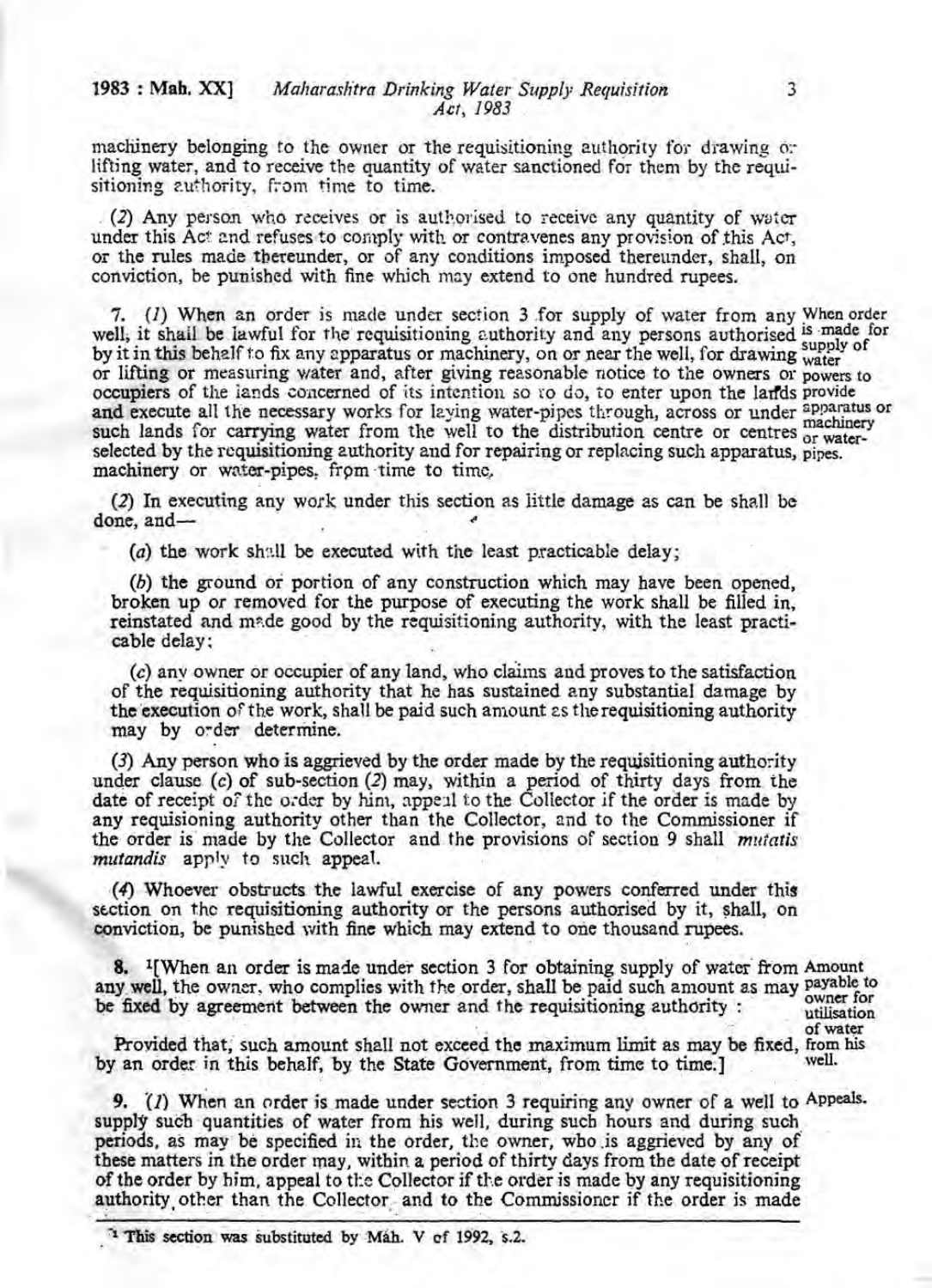machinery belonging to the owner or the requisitioning authority for drawing or lifting water, and to receive the quantity of water sanctioned for them by the requisitioning authority, from time to time.

(2) Any person who receives or is authorised to receive any quantity of water under this Act and refuses to comply with or contravenes any provision of this Act, or the rules made thereunder, or of any conditions imposed thereunder, shall, on conviction, be punished with fine which may extend to one hundred rupees.

**When order is made for supply of water powers to provide apparatus or machinery or water-pipes.**

7. (1) When an order is made under section 3 for supply of water from any well, it shall be lawful for the requisitioning authority and any persons authorised by it in this behalf to fix any apparatus or machinery, on or near the well, for drawing or lifting or measuring water and, after giving reasonable notice to the owners or occupiers of the lands concerned of its intention so to do, to enter upon the lands and execute all the necessary works for laying water-pipes through, across or under such lands for carrying water from the well to the distribution centre or centres selected by the requisitioning authority and for repairing or replacing such apparatus, machinery or water-pipes, from time to time.

(2) In executing any work under this section as little damage as can be shall be done, and—

(a) the work shall be executed with the least practicable delay;

(b) the ground or portion of any construction which may have been opened, broken up or removed for the purpose of executing the work shall be filled in, reinstated and made good by the requisitioning authority, with the least practicable delay;

(c) any owner or occupier of any land, who claims and proves to the satisfaction of the requisitioning authority that he has sustained any substantial damage by the execution of the work, shall be paid such amount as the requisitioning authority may by order determine.

(3) Any person who is aggrieved by the order made by the requisitioning authority under clause (c) of sub-section (2) may, within a period of thirty days from the date of receipt of the order by him, appeal to the Collector if the order is made by any requisioning authority other than the Collector, and to the Commissioner if the order is made by the Collector and the provisions of section 9 shall *mutatis mutandis* apply to such appeal.

(4) Whoever obstructs the lawful exercise of any powers conferred under this section on the requisitioning authority or the persons authorised by it, shall, on conviction, be punished with fine which may extend to one thousand rupees.

**Amount payable to owner for utilisation of water from his well.**

8. [1][When an order is made under section 3 for obtaining supply of water from any well, the owner, who complies with the order, shall be paid such amount as may be fixed by agreement between the owner and the requisitioning authority :

Provided that, such amount shall not exceed the maximum limit as may be fixed, by an order in this behalf, by the State Government, from time to time.]

**Appeals.**

9. (1) When an order is made under section 3 requiring any owner of a well to supply such quantities of water from his well, during such hours and during such periods, as may be specified in the order, the owner, who is aggrieved by any of these matters in the order may, within a period of thirty days from the date of receipt of the order by him, appeal to the Collector if the order is made by any requisitioning authority other than the Collector and to the Commissioner if the order is made

---

[1] This section was substituted by Mah. V of 1992, s.2.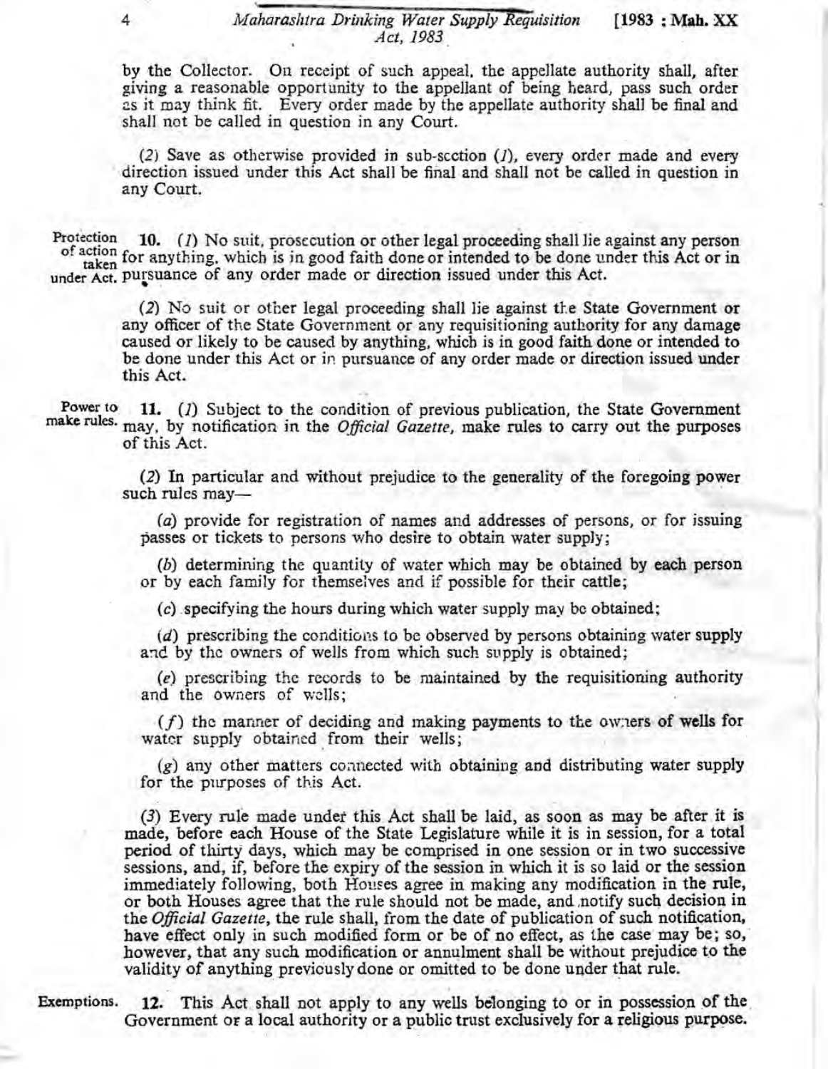by the Collector. On receipt of such appeal, the appellate authority shall, after giving a reasonable opportunity to the appellant of being heard, pass such order as it may think fit. Every order made by the appellate authority shall be final and shall not be called in question in any Court.

(*2*) Save as otherwise provided in sub-section (*1*), every order made and every direction issued under this Act shall be final and shall not be called in question in any Court.

Protection of action taken under Act.

**10.** (*1*) No suit, prosecution or other legal proceeding shall lie against any person for anything, which is in good faith done or intended to be done under this Act or in pursuance of any order made or direction issued under this Act.

(*2*) No suit or other legal proceeding shall lie against the State Government or any officer of the State Government or any requisitioning authority for any damage caused or likely to be caused by anything, which is in good faith done or intended to be done under this Act or in pursuance of any order made or direction issued under this Act.

Power to make rules.

**11.** (*1*) Subject to the condition of previous publication, the State Government may, by notification in the *Official Gazette*, make rules to carry out the purposes of this Act.

(*2*) In particular and without prejudice to the generality of the foregoing power such rules may—

(*a*) provide for registration of names and addresses of persons, or for issuing passes or tickets to persons who desire to obtain water supply;

(*b*) determining the quantity of water which may be obtained by each person or by each family for themselves and if possible for their cattle;

(*c*) specifying the hours during which water supply may be obtained;

(*d*) prescribing the conditions to be observed by persons obtaining water supply and by the owners of wells from which such supply is obtained;

(*e*) prescribing the records to be maintained by the requisitioning authority and the owners of wells;

(*f*) the manner of deciding and making payments to the owners of wells for water supply obtained from their wells;

(*g*) any other matters connected with obtaining and distributing water supply for the purposes of this Act.

(*3*) Every rule made under this Act shall be laid, as soon as may be after it is made, before each House of the State Legislature while it is in session, for a total period of thirty days, which may be comprised in one session or in two successive sessions, and, if, before the expiry of the session in which it is so laid or the session immediately following, both Houses agree in making any modification in the rule, or both Houses agree that the rule should not be made, and notify such decision in the *Official Gazette*, the rule shall, from the date of publication of such notification, have effect only in such modified form or be of no effect, as the case may be; so, however, that any such modification or annulment shall be without prejudice to the validity of anything previously done or omitted to be done under that rule.

Exemptions.

**12.** This Act shall not apply to any wells belonging to or in possession of the Government or a local authority or a public trust exclusively for a religious purpose.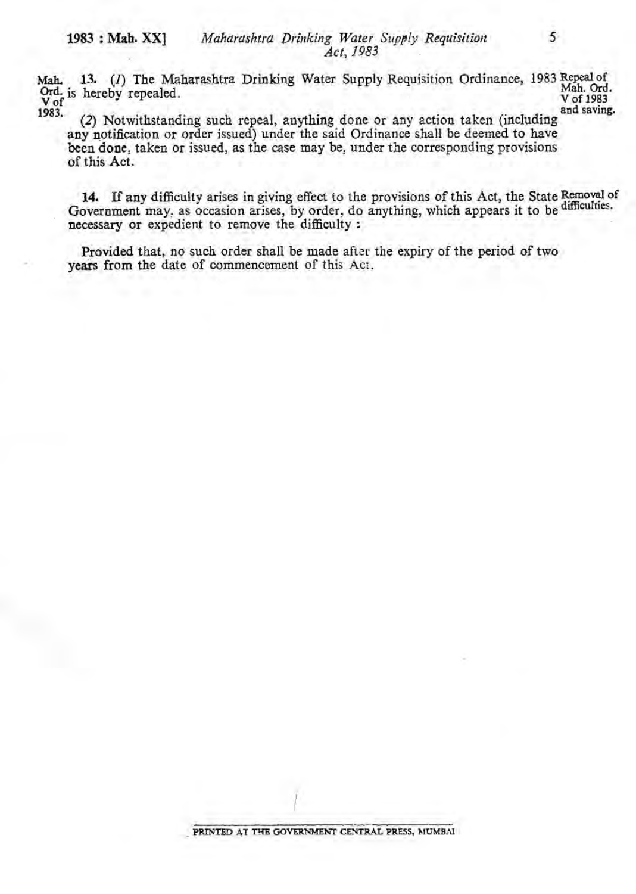Mah. Ord. V of 1983.

**13.** (*1*) The Maharashtra Drinking Water Supply Requisition Ordinance, 1983 is hereby repealed.

Repeal of Mah. Ord. V of 1983 and saving.

(*2*) Notwithstanding such repeal, anything done or any action taken (including any notification or order issued) under the said Ordinance shall be deemed to have been done, taken or issued, as the case may be, under the corresponding provisions of this Act.

**14.** If any difficulty arises in giving effect to the provisions of this Act, the State Government may, as occasion arises, by order, do anything, which appears it to be necessary or expedient to remove the difficulty :

Removal of difficulties.

Provided that, no such order shall be made after the expiry of the period of two years from the date of commencement of this Act.

PRINTED AT THE GOVERNMENT CENTRAL PRESS, MUMBAI